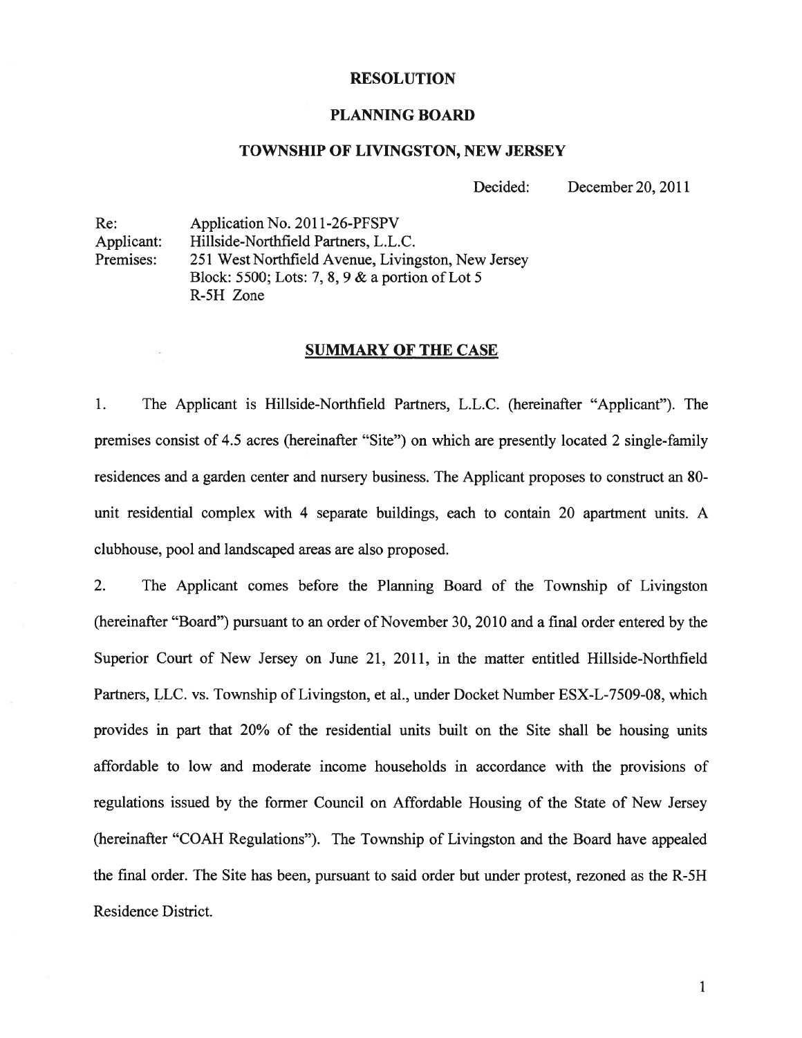# RESOLUTION

## PLANNING BOARD

## TOWNSHIP OF LIVINGSTON, NEW JERSEY

Decided: December 20, 2011

Re: Application No. 2011-26-PFSPV
Applicant: Hillside-Northfield Partners, L.L.C.
Premises: 251 West Northfield Avenue, Livingston, New Jersey
Block: 5500; Lots: 7, 8, 9 & a portion of Lot 5
R-5H Zone

## SUMMARY OF THE CASE

1. The Applicant is Hillside-Northfield Partners, L.L.C. (hereinafter "Applicant"). The premises consist of 4.5 acres (hereinafter "Site") on which are presently located 2 single-family residences and a garden center and nursery business. The Applicant proposes to construct an 80-unit residential complex with 4 separate buildings, each to contain 20 apartment units. A clubhouse, pool and landscaped areas are also proposed.

2. The Applicant comes before the Planning Board of the Township of Livingston (hereinafter "Board") pursuant to an order of November 30, 2010 and a final order entered by the Superior Court of New Jersey on June 21, 2011, in the matter entitled Hillside-Northfield Partners, LLC. vs. Township of Livingston, et al., under Docket Number ESX-L-7509-08, which provides in part that 20% of the residential units built on the Site shall be housing units affordable to low and moderate income households in accordance with the provisions of regulations issued by the former Council on Affordable Housing of the State of New Jersey (hereinafter "COAH Regulations"). The Township of Livingston and the Board have appealed the final order. The Site has been, pursuant to said order but under protest, rezoned as the R-5H Residence District.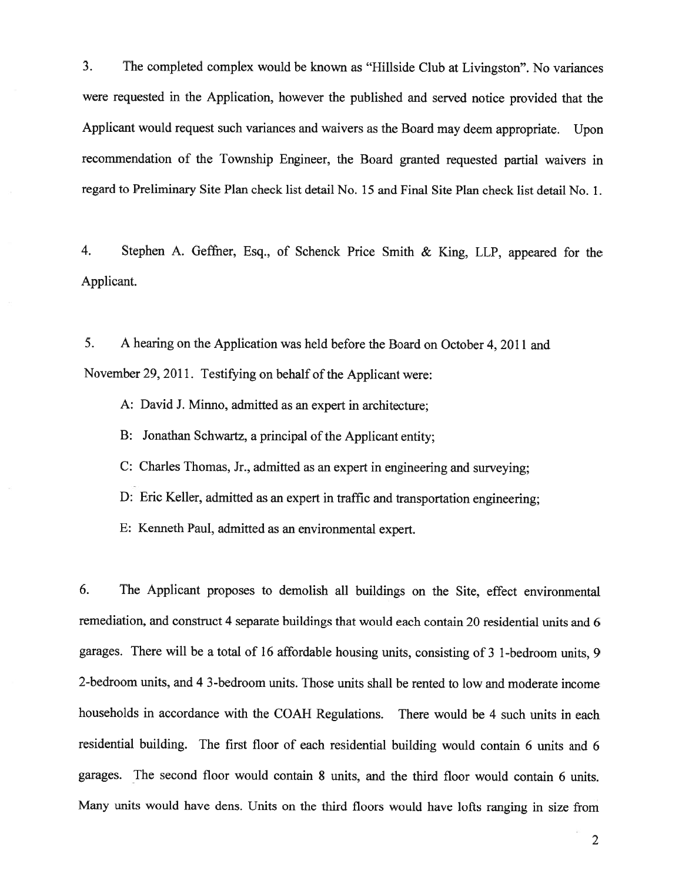3. The completed complex would be known as "Hillside Club at Livingston". No variances were requested in the Application, however the published and served notice provided that the Applicant would request such variances and waivers as the Board may deem appropriate. Upon recommendation of the Township Engineer, the Board granted requested partial waivers in regard to Preliminary Site Plan check list detail No. 15 and Final Site Plan check list detail No. 1.

4. Stephen A. Geffner, Esq., of Schenck Price Smith & King, LLP, appeared for the Applicant.

5. A hearing on the Application was held before the Board on October 4, 2011 and November 29, 2011. Testifying on behalf of the Applicant were:

A: David J. Minno, admitted as an expert in architecture;

B: Jonathan Schwartz, a principal of the Applicant entity;

C: Charles Thomas, Jr., admitted as an expert in engineering and surveying;

D: Eric Keller, admitted as an expert in traffic and transportation engineering;

E: Kenneth Paul, admitted as an environmental expert.

6. The Applicant proposes to demolish all buildings on the Site, effect environmental remediation, and construct 4 separate buildings that would each contain 20 residential units and 6 garages. There will be a total of 16 affordable housing units, consisting of 3 1-bedroom units, 9 2-bedroom units, and 4 3-bedroom units. Those units shall be rented to low and moderate income households in accordance with the COAH Regulations. There would be 4 such units in each residential building. The first floor of each residential building would contain 6 units and 6 garages. The second floor would contain 8 units, and the third floor would contain 6 units. Many units would have dens. Units on the third floors would have lofts ranging in size from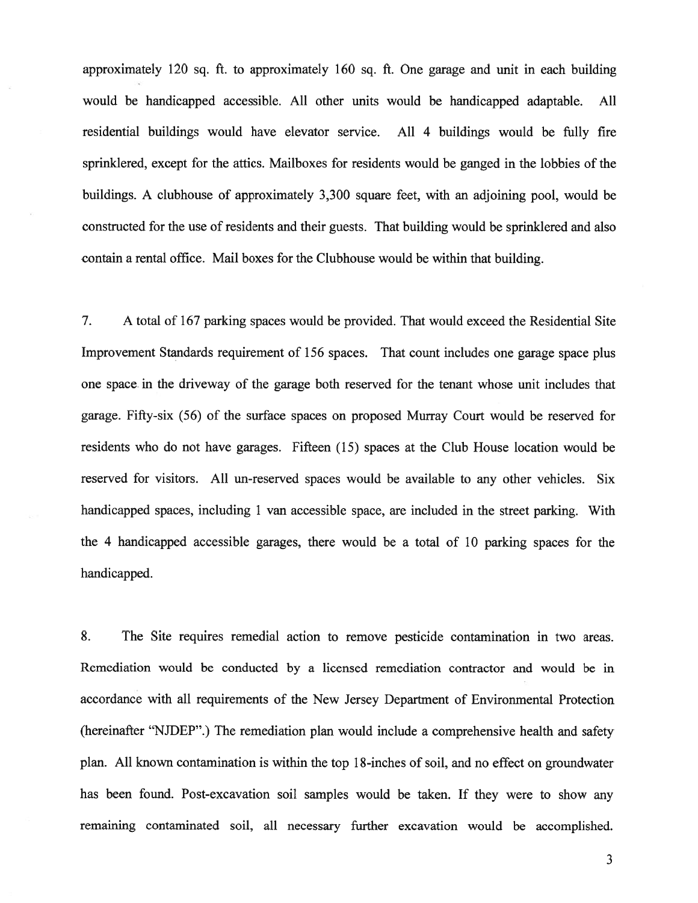approximately 120 sq. ft. to approximately 160 sq. ft. One garage and unit in each building would be handicapped accessible. All other units would be handicapped adaptable. All residential buildings would have elevator service. All 4 buildings would be fully fire sprinklered, except for the attics. Mailboxes for residents would be ganged in the lobbies of the buildings. A clubhouse of approximately 3,300 square feet, with an adjoining pool, would be constructed for the use of residents and their guests. That building would be sprinklered and also contain a rental office. Mail boxes for the Clubhouse would be within that building.

7. A total of 167 parking spaces would be provided. That would exceed the Residential Site Improvement Standards requirement of 156 spaces. That count includes one garage space plus one space in the driveway of the garage both reserved for the tenant whose unit includes that garage. Fifty-six (56) of the surface spaces on proposed Murray Court would be reserved for residents who do not have garages. Fifteen (15) spaces at the Club House location would be reserved for visitors. All un-reserved spaces would be available to any other vehicles. Six handicapped spaces, including 1 van accessible space, are included in the street parking. With the 4 handicapped accessible garages, there would be a total of 10 parking spaces for the handicapped.

8. The Site requires remedial action to remove pesticide contamination in two areas. Remediation would be conducted by a licensed remediation contractor and would be in accordance with all requirements of the New Jersey Department of Environmental Protection (hereinafter "NJDEP".) The remediation plan would include a comprehensive health and safety plan. All known contamination is within the top 18-inches of soil, and no effect on groundwater has been found. Post-excavation soil samples would be taken. If they were to show any remaining contaminated soil, all necessary further excavation would be accomplished.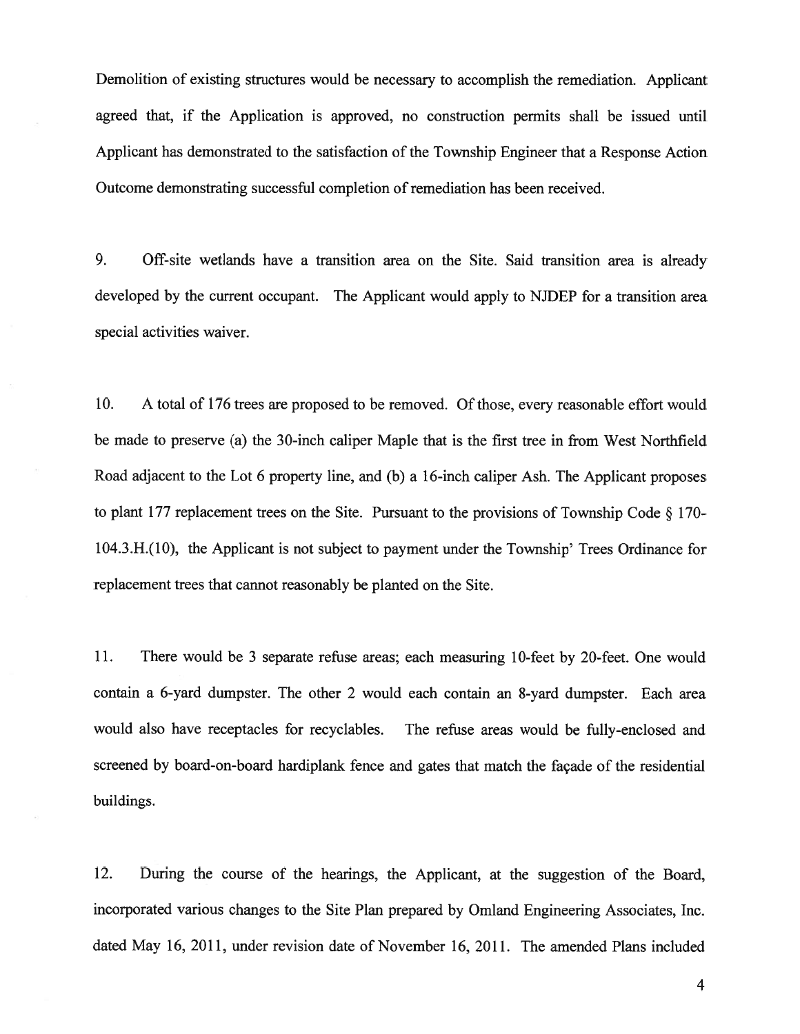Demolition of existing structures would be necessary to accomplish the remediation. Applicant agreed that, if the Application is approved, no construction permits shall be issued until Applicant has demonstrated to the satisfaction of the Township Engineer that a Response Action Outcome demonstrating successful completion of remediation has been received.

9. Off-site wetlands have a transition area on the Site. Said transition area is already developed by the current occupant. The Applicant would apply to NJDEP for a transition area special activities waiver.

10. A total of 176 trees are proposed to be removed. Of those, every reasonable effort would be made to preserve (a) the 30-inch caliper Maple that is the first tree in from West Northfield Road adjacent to the Lot 6 property line, and (b) a 16-inch caliper Ash. The Applicant proposes to plant 177 replacement trees on the Site. Pursuant to the provisions of Township Code § 170-104.3.H.(10), the Applicant is not subject to payment under the Township' Trees Ordinance for replacement trees that cannot reasonably be planted on the Site.

11. There would be 3 separate refuse areas; each measuring 10-feet by 20-feet. One would contain a 6-yard dumpster. The other 2 would each contain an 8-yard dumpster. Each area would also have receptacles for recyclables. The refuse areas would be fully-enclosed and screened by board-on-board hardiplank fence and gates that match the façade of the residential buildings.

12. During the course of the hearings, the Applicant, at the suggestion of the Board, incorporated various changes to the Site Plan prepared by Omland Engineering Associates, Inc. dated May 16, 2011, under revision date of November 16, 2011. The amended Plans included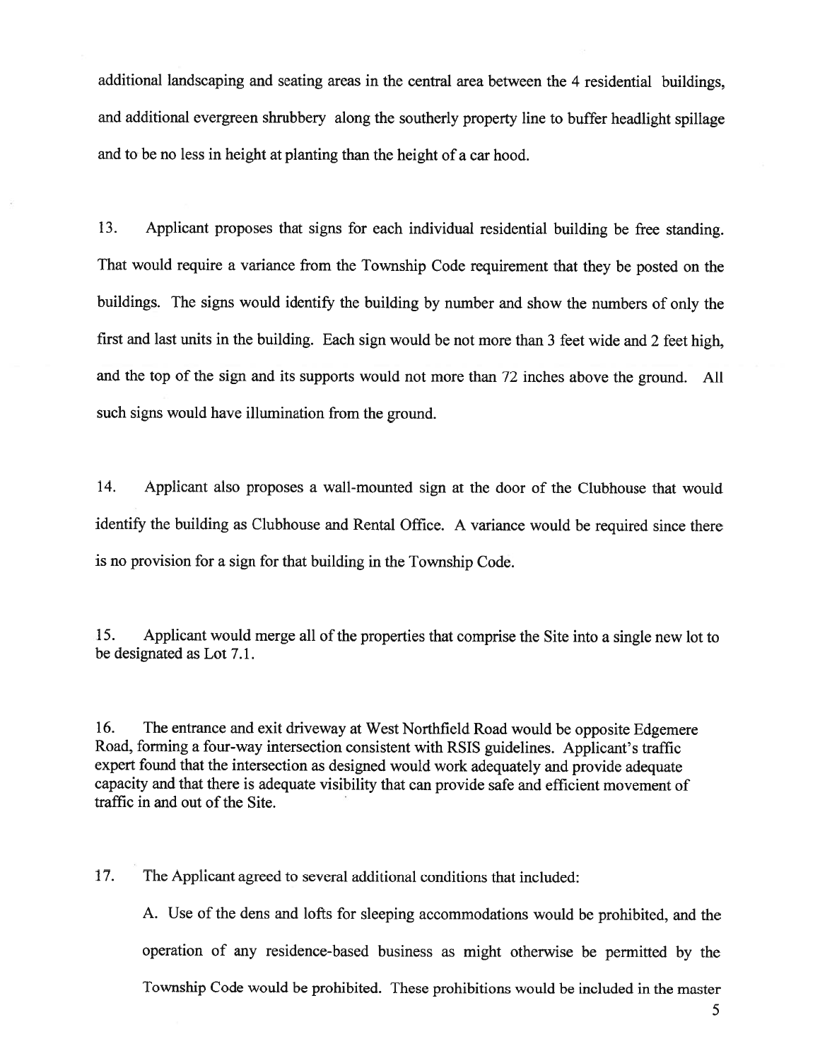additional landscaping and seating areas in the central area between the 4 residential buildings, and additional evergreen shrubbery along the southerly property line to buffer headlight spillage and to be no less in height at planting than the height of a car hood.

13. Applicant proposes that signs for each individual residential building be free standing. That would require a variance from the Township Code requirement that they be posted on the buildings. The signs would identify the building by number and show the numbers of only the first and last units in the building. Each sign would be not more than 3 feet wide and 2 feet high, and the top of the sign and its supports would not more than 72 inches above the ground. All such signs would have illumination from the ground.

14. Applicant also proposes a wall-mounted sign at the door of the Clubhouse that would identify the building as Clubhouse and Rental Office. A variance would be required since there is no provision for a sign for that building in the Township Code.

15. Applicant would merge all of the properties that comprise the Site into a single new lot to be designated as Lot 7.1.

16. The entrance and exit driveway at West Northfield Road would be opposite Edgemere Road, forming a four-way intersection consistent with RSIS guidelines. Applicant's traffic expert found that the intersection as designed would work adequately and provide adequate capacity and that there is adequate visibility that can provide safe and efficient movement of traffic in and out of the Site.

17. The Applicant agreed to several additional conditions that included:

A. Use of the dens and lofts for sleeping accommodations would be prohibited, and the operation of any residence-based business as might otherwise be permitted by the Township Code would be prohibited. These prohibitions would be included in the master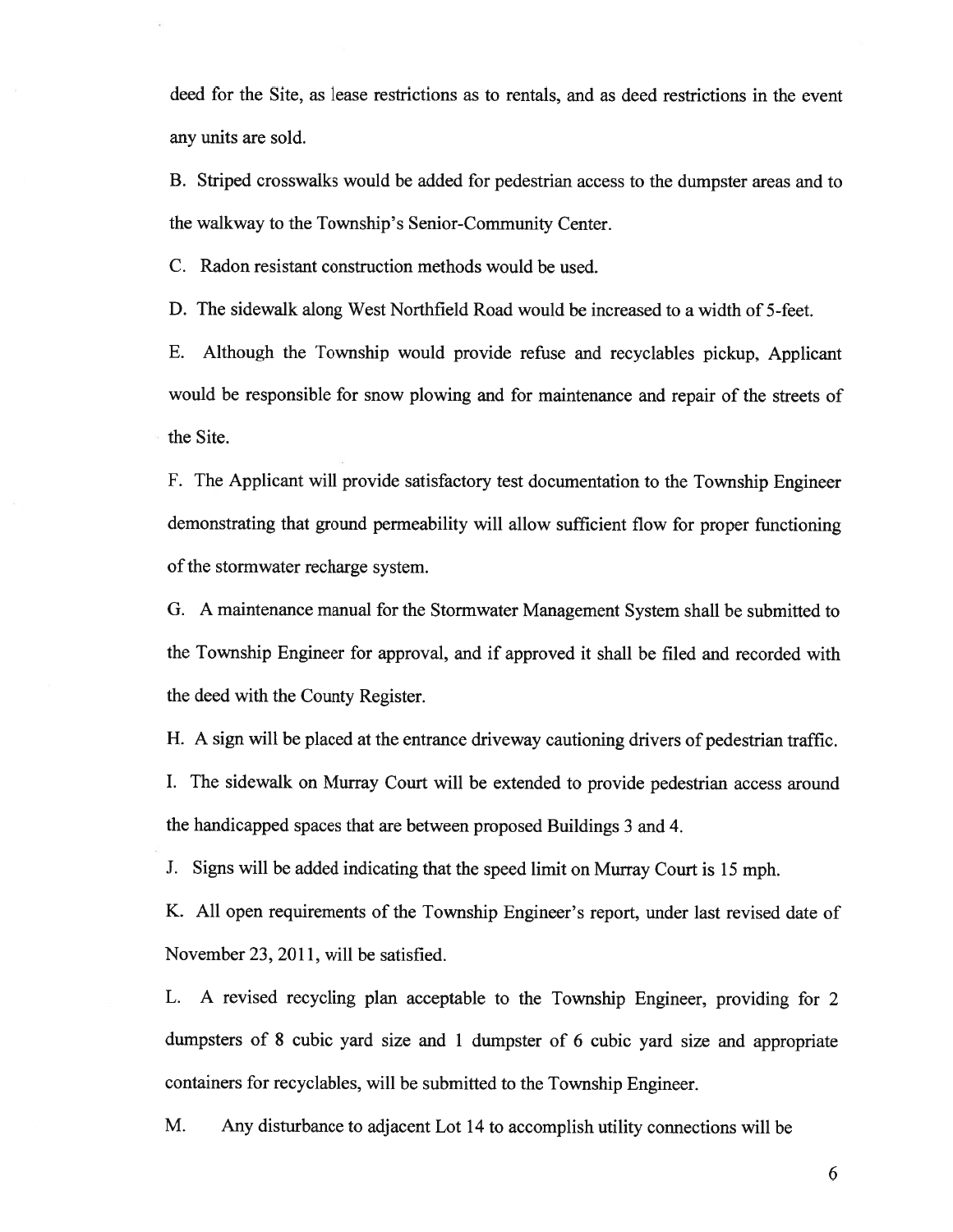deed for the Site, as lease restrictions as to rentals, and as deed restrictions in the event any units are sold.

B. Striped crosswalks would be added for pedestrian access to the dumpster areas and to the walkway to the Township's Senior-Community Center.

C. Radon resistant construction methods would be used.

D. The sidewalk along West Northfield Road would be increased to a width of 5-feet.

E. Although the Township would provide refuse and recyclables pickup, Applicant would be responsible for snow plowing and for maintenance and repair of the streets of the Site.

F. The Applicant will provide satisfactory test documentation to the Township Engineer demonstrating that ground permeability will allow sufficient flow for proper functioning of the stormwater recharge system.

G. A maintenance manual for the Stormwater Management System shall be submitted to the Township Engineer for approval, and if approved it shall be filed and recorded with the deed with the County Register.

H. A sign will be placed at the entrance driveway cautioning drivers of pedestrian traffic.

I. The sidewalk on Murray Court will be extended to provide pedestrian access around the handicapped spaces that are between proposed Buildings 3 and 4.

J. Signs will be added indicating that the speed limit on Murray Court is 15 mph.

K. All open requirements of the Township Engineer's report, under last revised date of November 23, 2011, will be satisfied.

L. A revised recycling plan acceptable to the Township Engineer, providing for 2 dumpsters of 8 cubic yard size and 1 dumpster of 6 cubic yard size and appropriate containers for recyclables, will be submitted to the Township Engineer.

M. Any disturbance to adjacent Lot 14 to accomplish utility connections will be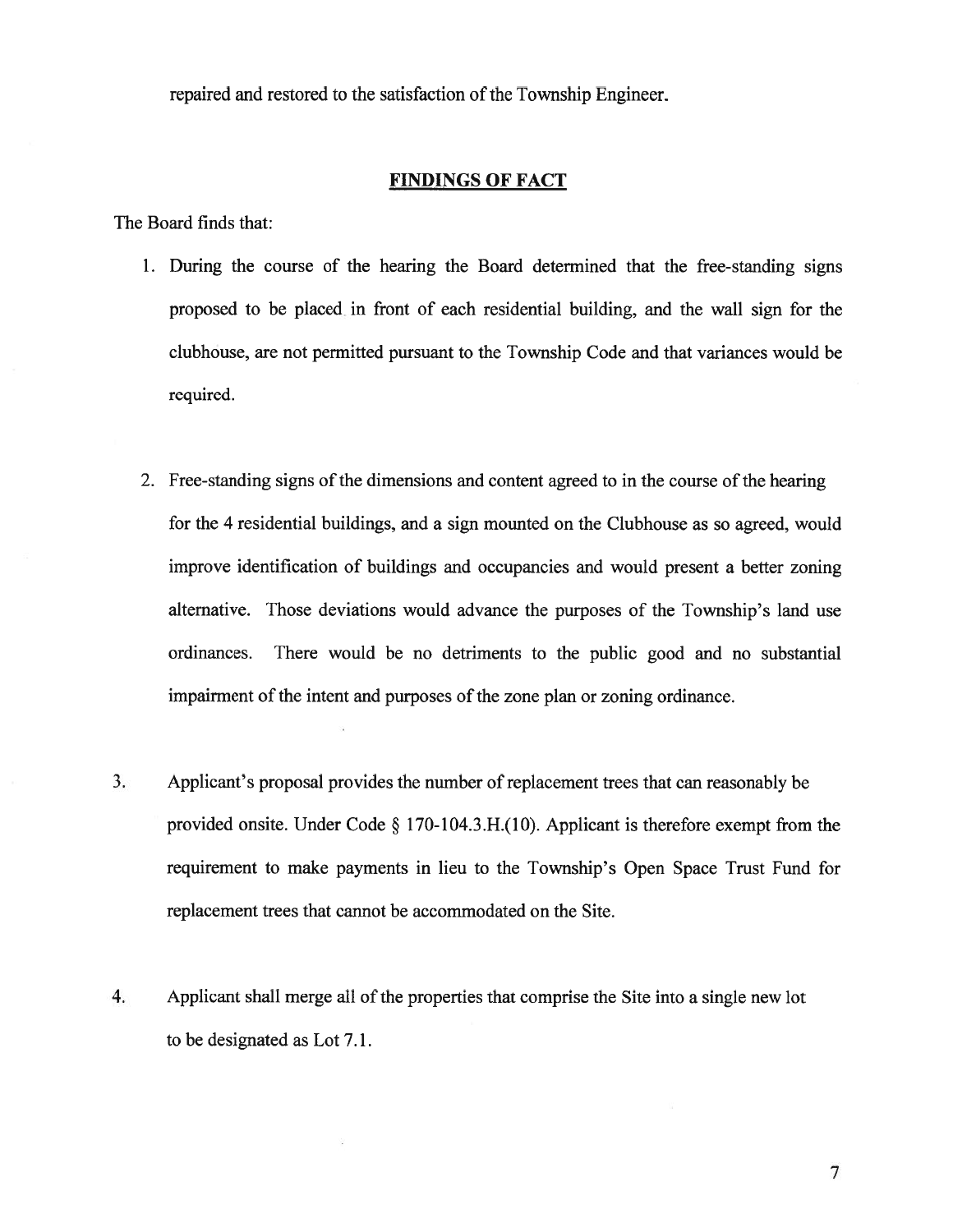repaired and restored to the satisfaction of the Township Engineer.

## FINDINGS OF FACT

The Board finds that:

1. During the course of the hearing the Board determined that the free-standing signs proposed to be placed in front of each residential building, and the wall sign for the clubhouse, are not permitted pursuant to the Township Code and that variances would be required.

2. Free-standing signs of the dimensions and content agreed to in the course of the hearing for the 4 residential buildings, and a sign mounted on the Clubhouse as so agreed, would improve identification of buildings and occupancies and would present a better zoning alternative. Those deviations would advance the purposes of the Township's land use ordinances. There would be no detriments to the public good and no substantial impairment of the intent and purposes of the zone plan or zoning ordinance.

3. Applicant's proposal provides the number of replacement trees that can reasonably be provided onsite. Under Code § 170-104.3.H.(10). Applicant is therefore exempt from the requirement to make payments in lieu to the Township's Open Space Trust Fund for replacement trees that cannot be accommodated on the Site.

4. Applicant shall merge all of the properties that comprise the Site into a single new lot to be designated as Lot 7.1.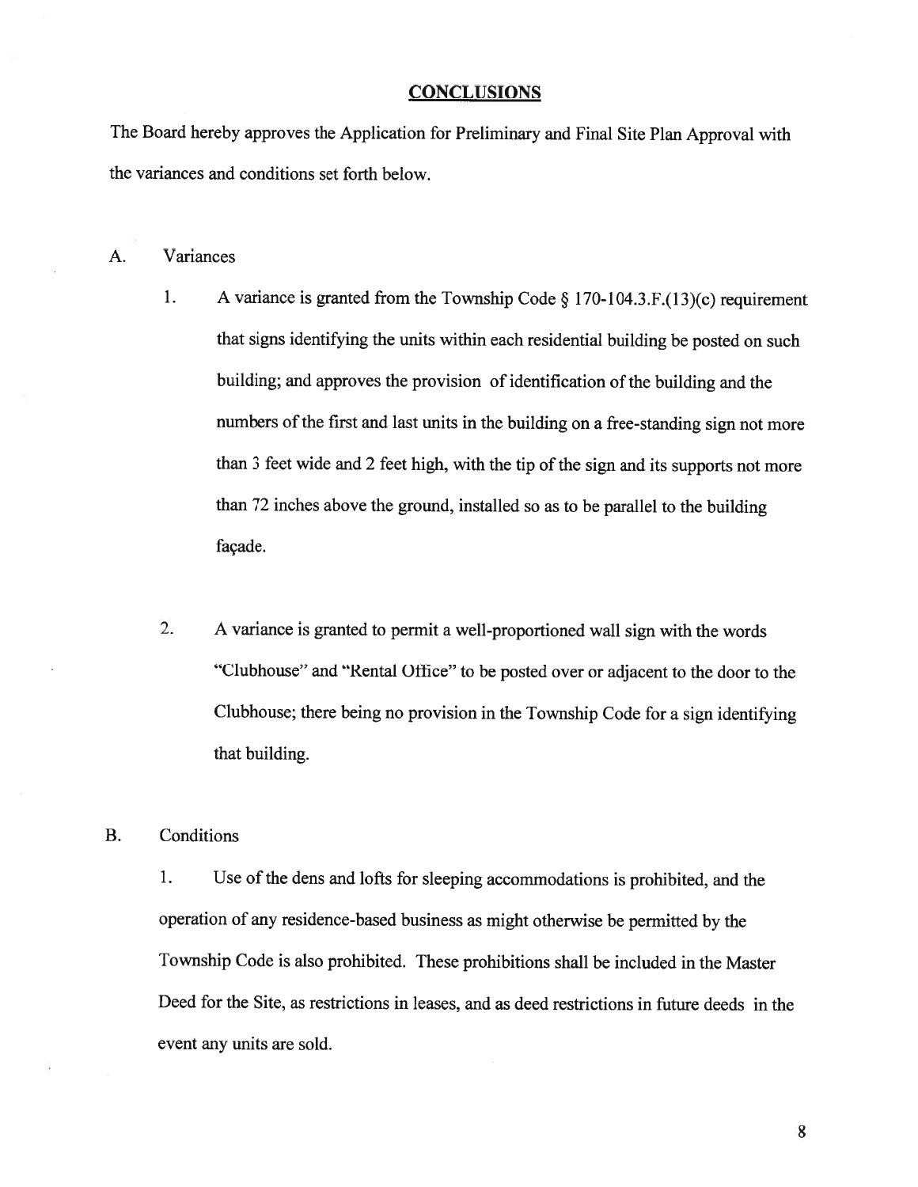## CONCLUSIONS

The Board hereby approves the Application for Preliminary and Final Site Plan Approval with the variances and conditions set forth below.

A. Variances

1. A variance is granted from the Township Code § 170-104.3.F.(13)(c) requirement that signs identifying the units within each residential building be posted on such building; and approves the provision of identification of the building and the numbers of the first and last units in the building on a free-standing sign not more than 3 feet wide and 2 feet high, with the tip of the sign and its supports not more than 72 inches above the ground, installed so as to be parallel to the building façade.

2. A variance is granted to permit a well-proportioned wall sign with the words "Clubhouse" and "Rental Office" to be posted over or adjacent to the door to the Clubhouse; there being no provision in the Township Code for a sign identifying that building.

B. Conditions

1. Use of the dens and lofts for sleeping accommodations is prohibited, and the operation of any residence-based business as might otherwise be permitted by the Township Code is also prohibited. These prohibitions shall be included in the Master Deed for the Site, as restrictions in leases, and as deed restrictions in future deeds in the event any units are sold.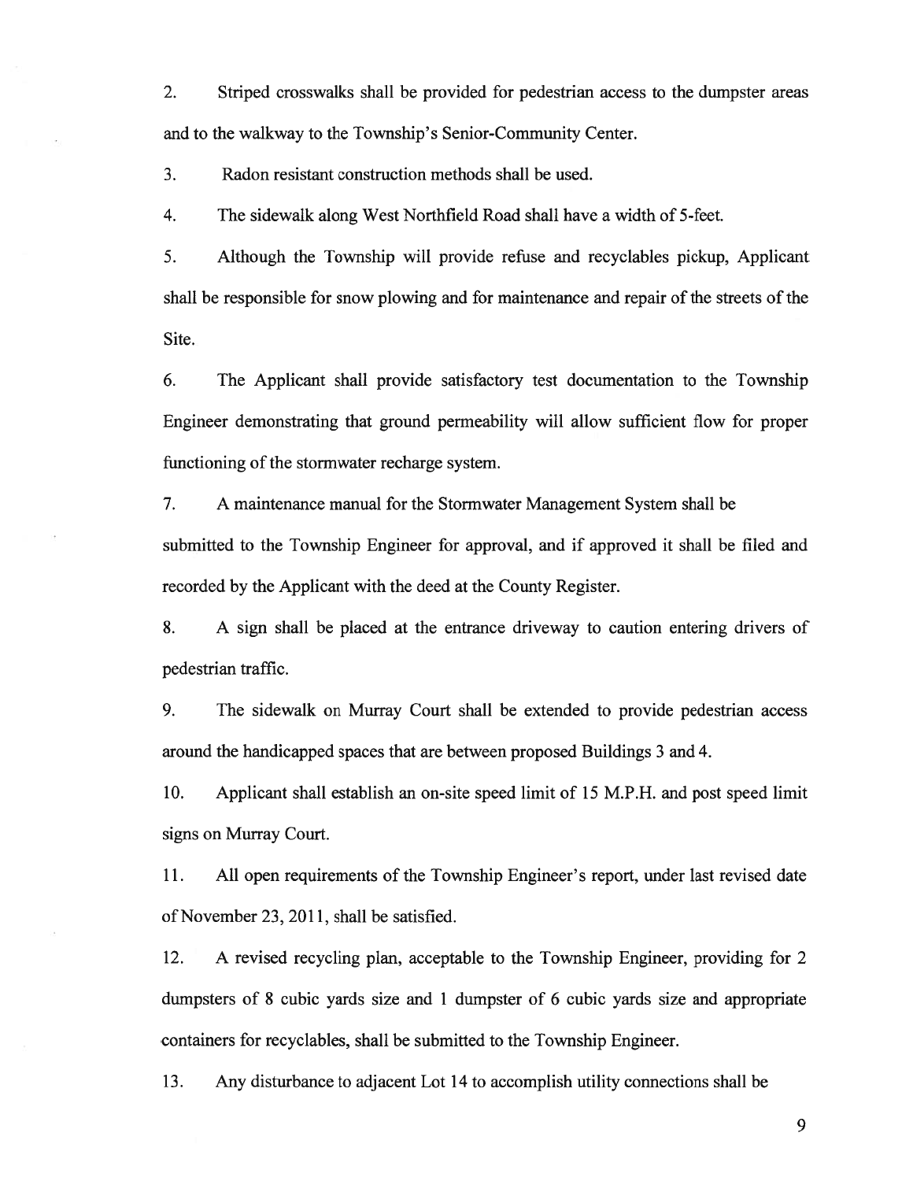2. Striped crosswalks shall be provided for pedestrian access to the dumpster areas and to the walkway to the Township's Senior-Community Center.

3. Radon resistant construction methods shall be used.

4. The sidewalk along West Northfield Road shall have a width of 5-feet.

5. Although the Township will provide refuse and recyclables pickup, Applicant shall be responsible for snow plowing and for maintenance and repair of the streets of the Site.

6. The Applicant shall provide satisfactory test documentation to the Township Engineer demonstrating that ground permeability will allow sufficient flow for proper functioning of the stormwater recharge system.

7. A maintenance manual for the Stormwater Management System shall be submitted to the Township Engineer for approval, and if approved it shall be filed and recorded by the Applicant with the deed at the County Register.

8. A sign shall be placed at the entrance driveway to caution entering drivers of pedestrian traffic.

9. The sidewalk on Murray Court shall be extended to provide pedestrian access around the handicapped spaces that are between proposed Buildings 3 and 4.

10. Applicant shall establish an on-site speed limit of 15 M.P.H. and post speed limit signs on Murray Court.

11. All open requirements of the Township Engineer's report, under last revised date of November 23, 2011, shall be satisfied.

12. A revised recycling plan, acceptable to the Township Engineer, providing for 2 dumpsters of 8 cubic yards size and 1 dumpster of 6 cubic yards size and appropriate containers for recyclables, shall be submitted to the Township Engineer.

13. Any disturbance to adjacent Lot 14 to accomplish utility connections shall be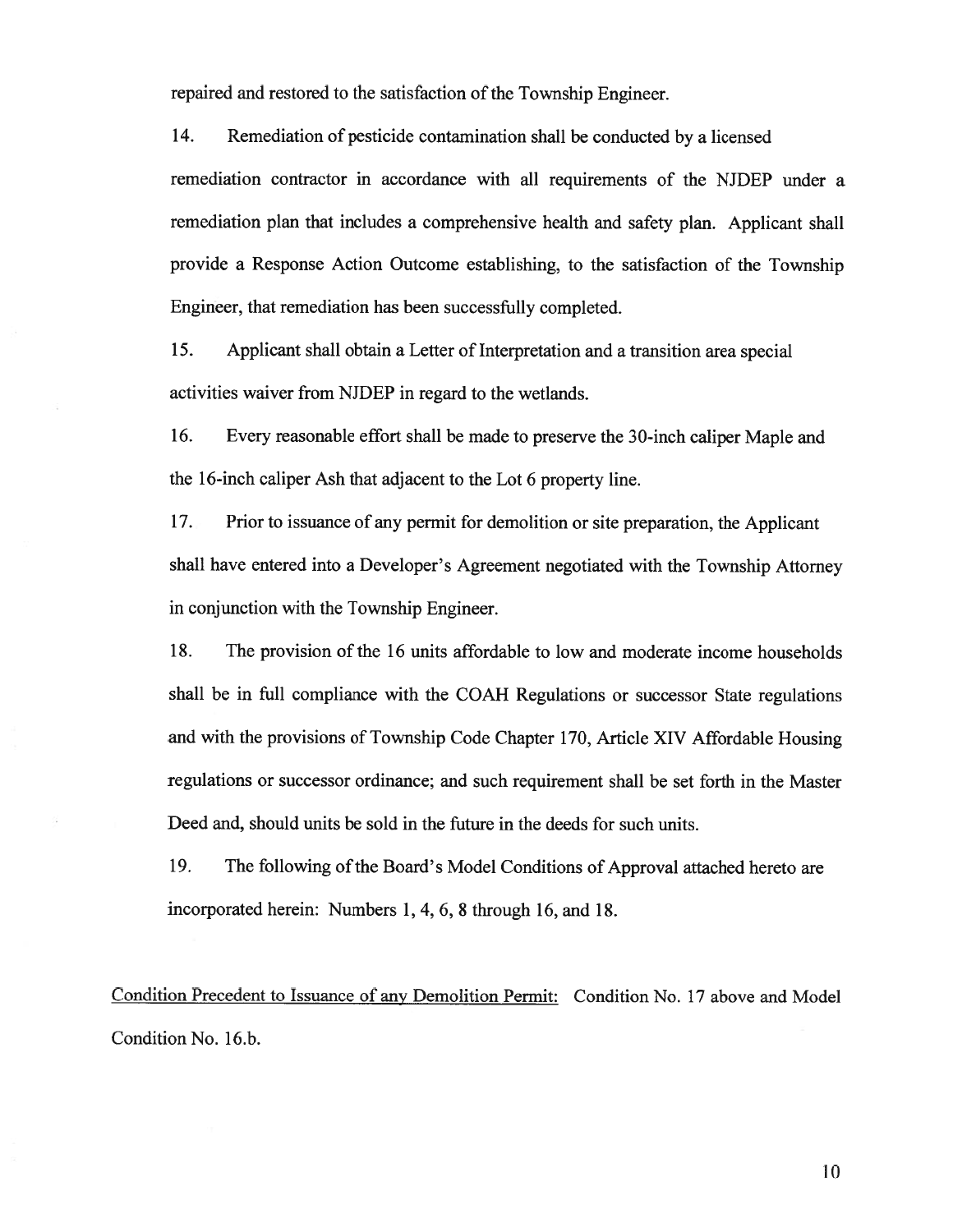repaired and restored to the satisfaction of the Township Engineer.

14. Remediation of pesticide contamination shall be conducted by a licensed remediation contractor in accordance with all requirements of the NJDEP under a remediation plan that includes a comprehensive health and safety plan. Applicant shall provide a Response Action Outcome establishing, to the satisfaction of the Township Engineer, that remediation has been successfully completed.

15. Applicant shall obtain a Letter of Interpretation and a transition area special activities waiver from NJDEP in regard to the wetlands.

16. Every reasonable effort shall be made to preserve the 30-inch caliper Maple and the 16-inch caliper Ash that adjacent to the Lot 6 property line.

17. Prior to issuance of any permit for demolition or site preparation, the Applicant shall have entered into a Developer's Agreement negotiated with the Township Attorney in conjunction with the Township Engineer.

18. The provision of the 16 units affordable to low and moderate income households shall be in full compliance with the COAH Regulations or successor State regulations and with the provisions of Township Code Chapter 170, Article XIV Affordable Housing regulations or successor ordinance; and such requirement shall be set forth in the Master Deed and, should units be sold in the future in the deeds for such units.

19. The following of the Board's Model Conditions of Approval attached hereto are incorporated herein: Numbers 1, 4, 6, 8 through 16, and 18.

<u>Condition Precedent to Issuance of any Demolition Permit:</u> Condition No. 17 above and Model Condition No. 16.b.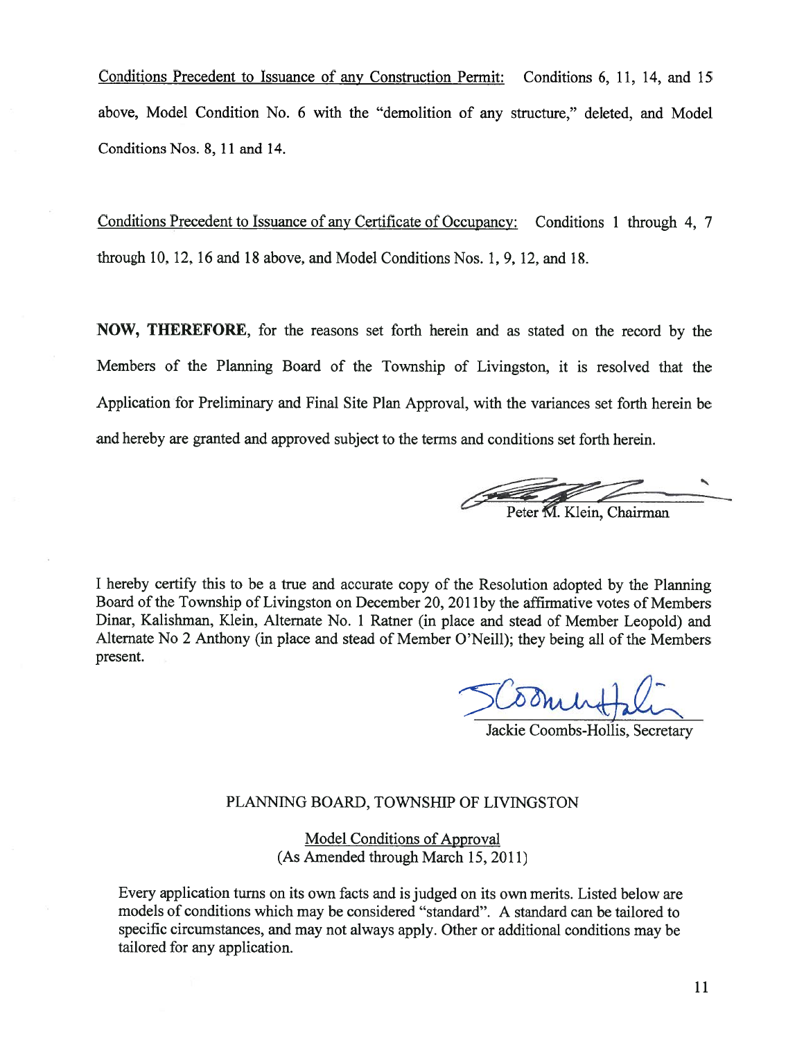Conditions Precedent to Issuance of any Construction Permit: Conditions 6, 11, 14, and 15 above, Model Condition No. 6 with the "demolition of any structure," deleted, and Model Conditions Nos. 8, 11 and 14.

Conditions Precedent to Issuance of any Certificate of Occupancy: Conditions 1 through 4, 7 through 10, 12, 16 and 18 above, and Model Conditions Nos. 1, 9, 12, and 18.

**NOW, THEREFORE**, for the reasons set forth herein and as stated on the record by the Members of the Planning Board of the Township of Livingston, it is resolved that the Application for Preliminary and Final Site Plan Approval, with the variances set forth herein be and hereby are granted and approved subject to the terms and conditions set forth herein.

Peter M. Klein, Chairman

I hereby certify this to be a true and accurate copy of the Resolution adopted by the Planning Board of the Township of Livingston on December 20, 2011by the affirmative votes of Members Dinar, Kalishman, Klein, Alternate No. 1 Ratner (in place and stead of Member Leopold) and Alternate No 2 Anthony (in place and stead of Member O'Neill); they being all of the Members present.

Jackie Coombs-Hollis, Secretary

PLANNING BOARD, TOWNSHIP OF LIVINGSTON

Model Conditions of Approval
(As Amended through March 15, 2011)

Every application turns on its own facts and is judged on its own merits. Listed below are models of conditions which may be considered "standard". A standard can be tailored to specific circumstances, and may not always apply. Other or additional conditions may be tailored for any application.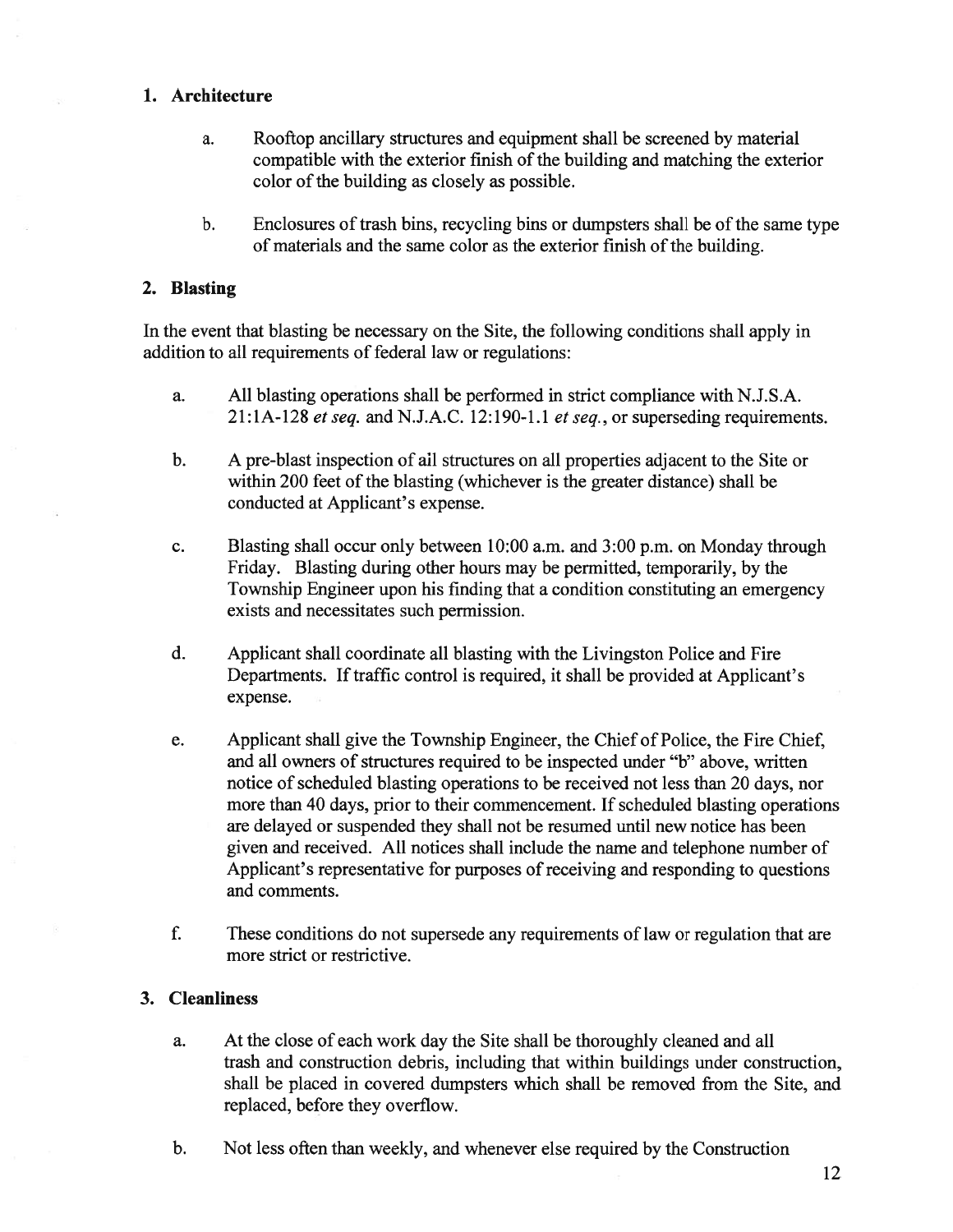## 1. Architecture

a. Rooftop ancillary structures and equipment shall be screened by material compatible with the exterior finish of the building and matching the exterior color of the building as closely as possible.

b. Enclosures of trash bins, recycling bins or dumpsters shall be of the same type of materials and the same color as the exterior finish of the building.

## 2. Blasting

In the event that blasting be necessary on the Site, the following conditions shall apply in addition to all requirements of federal law or regulations:

a. All blasting operations shall be performed in strict compliance with N.J.S.A. 21:1A-128 *et seq.* and N.J.A.C. 12:190-1.1 *et seq.*, or superseding requirements.

b. A pre-blast inspection of all structures on all properties adjacent to the Site or within 200 feet of the blasting (whichever is the greater distance) shall be conducted at Applicant's expense.

c. Blasting shall occur only between 10:00 a.m. and 3:00 p.m. on Monday through Friday. Blasting during other hours may be permitted, temporarily, by the Township Engineer upon his finding that a condition constituting an emergency exists and necessitates such permission.

d. Applicant shall coordinate all blasting with the Livingston Police and Fire Departments. If traffic control is required, it shall be provided at Applicant's expense.

e. Applicant shall give the Township Engineer, the Chief of Police, the Fire Chief, and all owners of structures required to be inspected under "b" above, written notice of scheduled blasting operations to be received not less than 20 days, nor more than 40 days, prior to their commencement. If scheduled blasting operations are delayed or suspended they shall not be resumed until new notice has been given and received. All notices shall include the name and telephone number of Applicant's representative for purposes of receiving and responding to questions and comments.

f. These conditions do not supersede any requirements of law or regulation that are more strict or restrictive.

## 3. Cleanliness

a. At the close of each work day the Site shall be thoroughly cleaned and all trash and construction debris, including that within buildings under construction, shall be placed in covered dumpsters which shall be removed from the Site, and replaced, before they overflow.

b. Not less often than weekly, and whenever else required by the Construction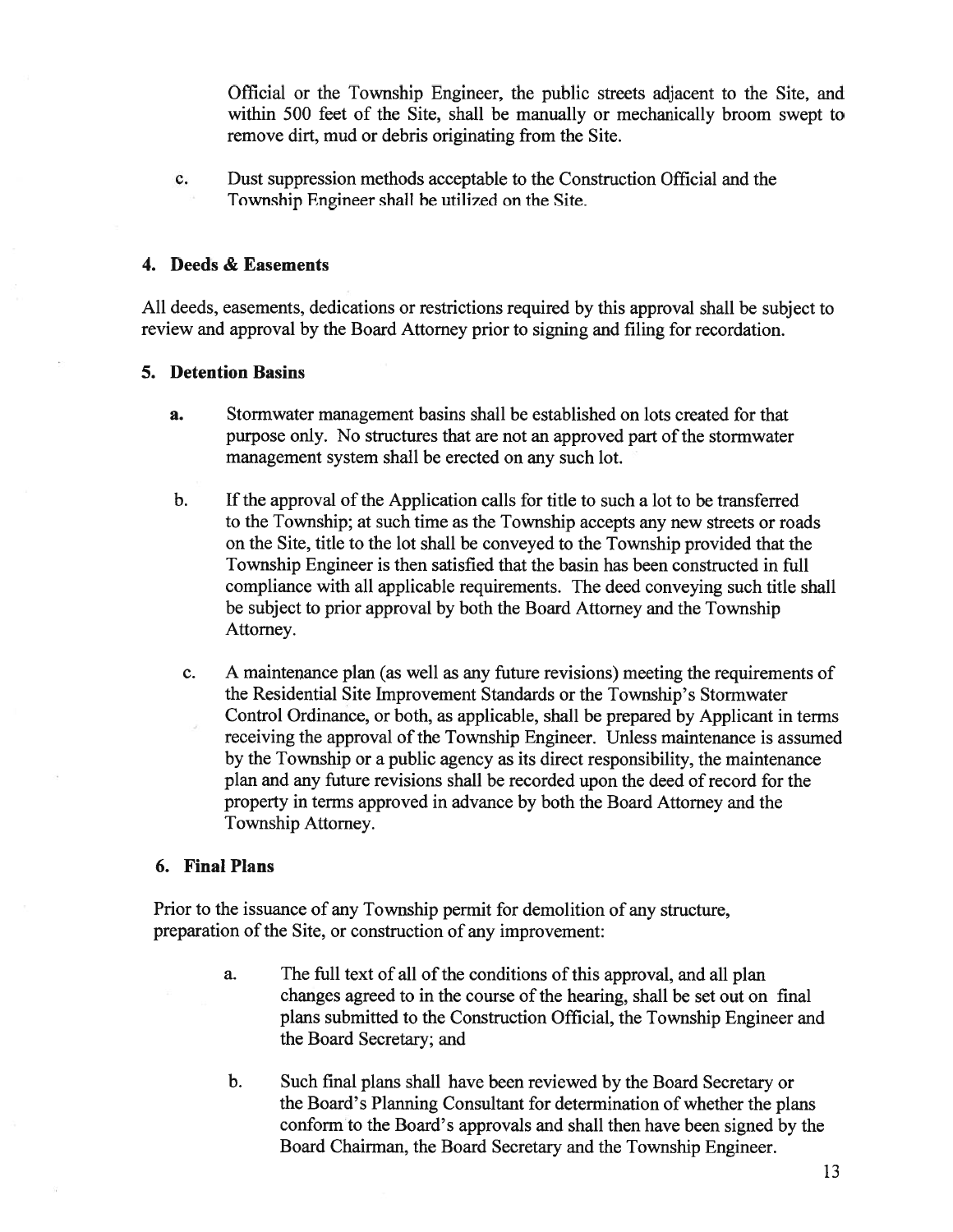Official or the Township Engineer, the public streets adjacent to the Site, and within 500 feet of the Site, shall be manually or mechanically broom swept to remove dirt, mud or debris originating from the Site.

c. Dust suppression methods acceptable to the Construction Official and the Township Engineer shall be utilized on the Site.

### 4. Deeds & Easements

All deeds, easements, dedications or restrictions required by this approval shall be subject to review and approval by the Board Attorney prior to signing and filing for recordation.

### 5. Detention Basins

**a.** Stormwater management basins shall be established on lots created for that purpose only. No structures that are not an approved part of the stormwater management system shall be erected on any such lot.

b. If the approval of the Application calls for title to such a lot to be transferred to the Township; at such time as the Township accepts any new streets or roads on the Site, title to the lot shall be conveyed to the Township provided that the Township Engineer is then satisfied that the basin has been constructed in full compliance with all applicable requirements. The deed conveying such title shall be subject to prior approval by both the Board Attorney and the Township Attorney.

c. A maintenance plan (as well as any future revisions) meeting the requirements of the Residential Site Improvement Standards or the Township's Stormwater Control Ordinance, or both, as applicable, shall be prepared by Applicant in terms receiving the approval of the Township Engineer. Unless maintenance is assumed by the Township or a public agency as its direct responsibility, the maintenance plan and any future revisions shall be recorded upon the deed of record for the property in terms approved in advance by both the Board Attorney and the Township Attorney.

### 6. Final Plans

Prior to the issuance of any Township permit for demolition of any structure, preparation of the Site, or construction of any improvement:

a. The full text of all of the conditions of this approval, and all plan changes agreed to in the course of the hearing, shall be set out on final plans submitted to the Construction Official, the Township Engineer and the Board Secretary; and

b. Such final plans shall have been reviewed by the Board Secretary or the Board's Planning Consultant for determination of whether the plans conform to the Board's approvals and shall then have been signed by the Board Chairman, the Board Secretary and the Township Engineer.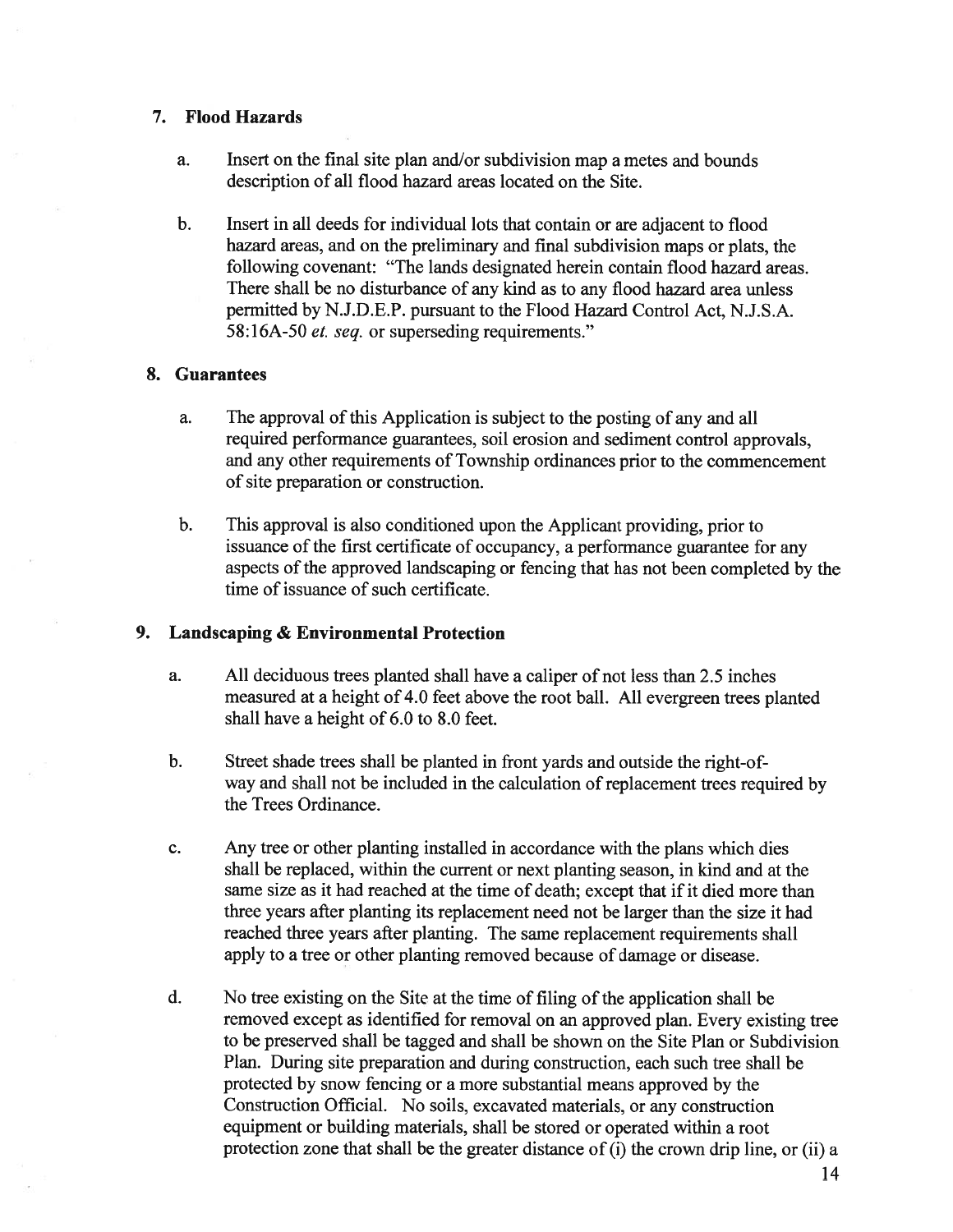### 7. Flood Hazards

a. Insert on the final site plan and/or subdivision map a metes and bounds description of all flood hazard areas located on the Site.

b. Insert in all deeds for individual lots that contain or are adjacent to flood hazard areas, and on the preliminary and final subdivision maps or plats, the following covenant: "The lands designated herein contain flood hazard areas. There shall be no disturbance of any kind as to any flood hazard area unless permitted by N.J.D.E.P. pursuant to the Flood Hazard Control Act, N.J.S.A. 58:16A-50 *et. seq.* or superseding requirements."

### 8. Guarantees

a. The approval of this Application is subject to the posting of any and all required performance guarantees, soil erosion and sediment control approvals, and any other requirements of Township ordinances prior to the commencement of site preparation or construction.

b. This approval is also conditioned upon the Applicant providing, prior to issuance of the first certificate of occupancy, a performance guarantee for any aspects of the approved landscaping or fencing that has not been completed by the time of issuance of such certificate.

### 9. Landscaping & Environmental Protection

a. All deciduous trees planted shall have a caliper of not less than 2.5 inches measured at a height of 4.0 feet above the root ball. All evergreen trees planted shall have a height of 6.0 to 8.0 feet.

b. Street shade trees shall be planted in front yards and outside the right-of-way and shall not be included in the calculation of replacement trees required by the Trees Ordinance.

c. Any tree or other planting installed in accordance with the plans which dies shall be replaced, within the current or next planting season, in kind and at the same size as it had reached at the time of death; except that if it died more than three years after planting its replacement need not be larger than the size it had reached three years after planting. The same replacement requirements shall apply to a tree or other planting removed because of damage or disease.

d. No tree existing on the Site at the time of filing of the application shall be removed except as identified for removal on an approved plan. Every existing tree to be preserved shall be tagged and shall be shown on the Site Plan or Subdivision Plan. During site preparation and during construction, each such tree shall be protected by snow fencing or a more substantial means approved by the Construction Official. No soils, excavated materials, or any construction equipment or building materials, shall be stored or operated within a root protection zone that shall be the greater distance of (i) the crown drip line, or (ii) a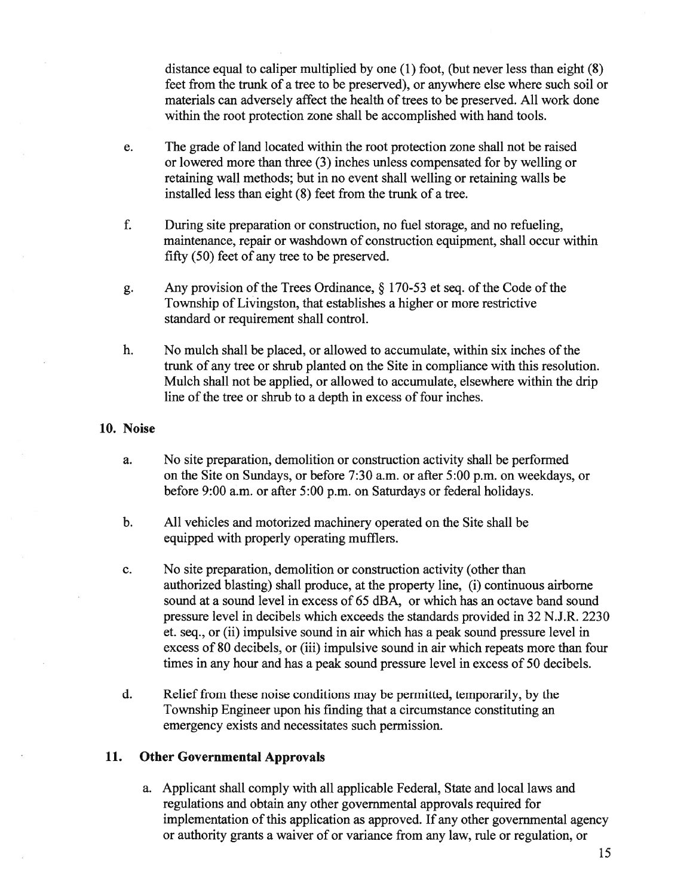distance equal to caliper multiplied by one (1) foot, (but never less than eight (8) feet from the trunk of a tree to be preserved), or anywhere else where such soil or materials can adversely affect the health of trees to be preserved. All work done within the root protection zone shall be accomplished with hand tools.

e. The grade of land located within the root protection zone shall not be raised or lowered more than three (3) inches unless compensated for by welling or retaining wall methods; but in no event shall welling or retaining walls be installed less than eight (8) feet from the trunk of a tree.

f. During site preparation or construction, no fuel storage, and no refueling, maintenance, repair or washdown of construction equipment, shall occur within fifty (50) feet of any tree to be preserved.

g. Any provision of the Trees Ordinance, § 170-53 et seq. of the Code of the Township of Livingston, that establishes a higher or more restrictive standard or requirement shall control.

h. No mulch shall be placed, or allowed to accumulate, within six inches of the trunk of any tree or shrub planted on the Site in compliance with this resolution. Mulch shall not be applied, or allowed to accumulate, elsewhere within the drip line of the tree or shrub to a depth in excess of four inches.

## 10. Noise

a. No site preparation, demolition or construction activity shall be performed on the Site on Sundays, or before 7:30 a.m. or after 5:00 p.m. on weekdays, or before 9:00 a.m. or after 5:00 p.m. on Saturdays or federal holidays.

b. All vehicles and motorized machinery operated on the Site shall be equipped with properly operating mufflers.

c. No site preparation, demolition or construction activity (other than authorized blasting) shall produce, at the property line, (i) continuous airborne sound at a sound level in excess of 65 dBA, or which has an octave band sound pressure level in decibels which exceeds the standards provided in 32 N.J.R. 2230 et. seq., or (ii) impulsive sound in air which has a peak sound pressure level in excess of 80 decibels, or (iii) impulsive sound in air which repeats more than four times in any hour and has a peak sound pressure level in excess of 50 decibels.

d. Relief from these noise conditions may be permitted, temporarily, by the Township Engineer upon his finding that a circumstance constituting an emergency exists and necessitates such permission.

## 11. Other Governmental Approvals

a. Applicant shall comply with all applicable Federal, State and local laws and regulations and obtain any other governmental approvals required for implementation of this application as approved. If any other governmental agency or authority grants a waiver of or variance from any law, rule or regulation, or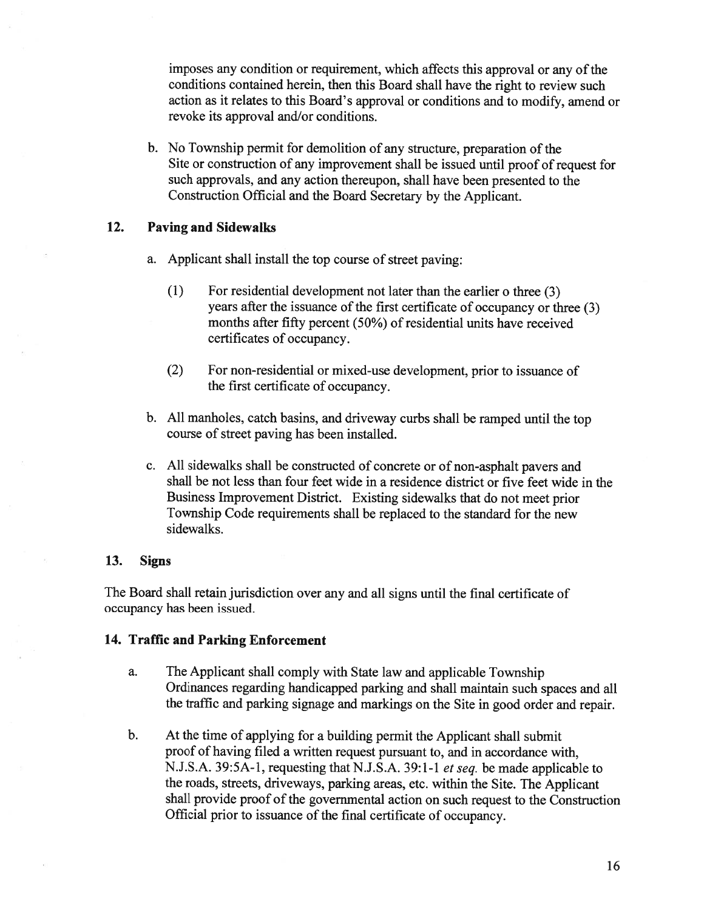imposes any condition or requirement, which affects this approval or any of the conditions contained herein, then this Board shall have the right to review such action as it relates to this Board's approval or conditions and to modify, amend or revoke its approval and/or conditions.

b. No Township permit for demolition of any structure, preparation of the Site or construction of any improvement shall be issued until proof of request for such approvals, and any action thereupon, shall have been presented to the Construction Official and the Board Secretary by the Applicant.

### 12. Paving and Sidewalks

a. Applicant shall install the top course of street paving:

(1) For residential development not later than the earlier o three (3) years after the issuance of the first certificate of occupancy or three (3) months after fifty percent (50%) of residential units have received certificates of occupancy.

(2) For non-residential or mixed-use development, prior to issuance of the first certificate of occupancy.

b. All manholes, catch basins, and driveway curbs shall be ramped until the top course of street paving has been installed.

c. All sidewalks shall be constructed of concrete or of non-asphalt pavers and shall be not less than four feet wide in a residence district or five feet wide in the Business Improvement District. Existing sidewalks that do not meet prior Township Code requirements shall be replaced to the standard for the new sidewalks.

### 13. Signs

The Board shall retain jurisdiction over any and all signs until the final certificate of occupancy has been issued.

### 14. Traffic and Parking Enforcement

a. The Applicant shall comply with State law and applicable Township Ordinances regarding handicapped parking and shall maintain such spaces and all the traffic and parking signage and markings on the Site in good order and repair.

b. At the time of applying for a building permit the Applicant shall submit proof of having filed a written request pursuant to, and in accordance with, N.J.S.A. 39:5A-1, requesting that N.J.S.A. 39:1-1 *et seq.* be made applicable to the roads, streets, driveways, parking areas, etc. within the Site. The Applicant shall provide proof of the governmental action on such request to the Construction Official prior to issuance of the final certificate of occupancy.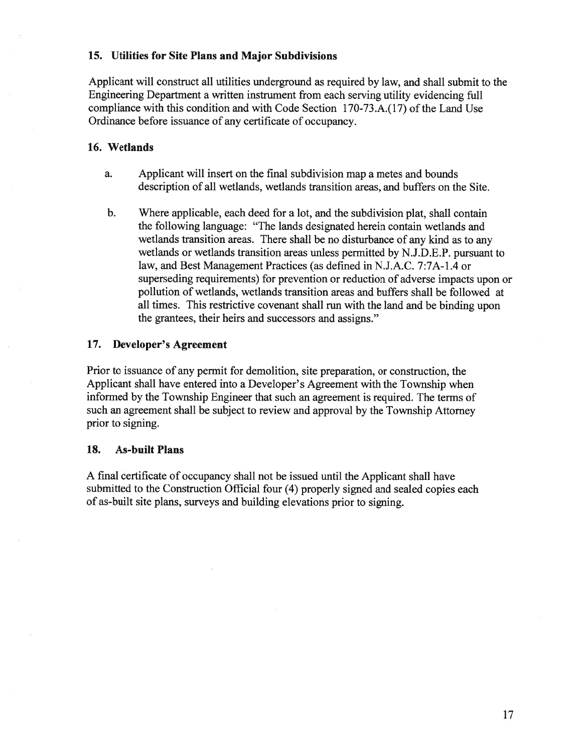### 15. Utilities for Site Plans and Major Subdivisions

Applicant will construct all utilities underground as required by law, and shall submit to the Engineering Department a written instrument from each serving utility evidencing full compliance with this condition and with Code Section 170-73.A.(17) of the Land Use Ordinance before issuance of any certificate of occupancy.

### 16. Wetlands

a. Applicant will insert on the final subdivision map a metes and bounds description of all wetlands, wetlands transition areas, and buffers on the Site.

b. Where applicable, each deed for a lot, and the subdivision plat, shall contain the following language: "The lands designated herein contain wetlands and wetlands transition areas. There shall be no disturbance of any kind as to any wetlands or wetlands transition areas unless permitted by N.J.D.E.P. pursuant to law, and Best Management Practices (as defined in N.J.A.C. 7:7A-1.4 or superseding requirements) for prevention or reduction of adverse impacts upon or pollution of wetlands, wetlands transition areas and buffers shall be followed at all times. This restrictive covenant shall run with the land and be binding upon the grantees, their heirs and successors and assigns."

### 17. Developer's Agreement

Prior to issuance of any permit for demolition, site preparation, or construction, the Applicant shall have entered into a Developer's Agreement with the Township when informed by the Township Engineer that such an agreement is required. The terms of such an agreement shall be subject to review and approval by the Township Attorney prior to signing.

### 18. As-built Plans

A final certificate of occupancy shall not be issued until the Applicant shall have submitted to the Construction Official four (4) properly signed and sealed copies each of as-built site plans, surveys and building elevations prior to signing.